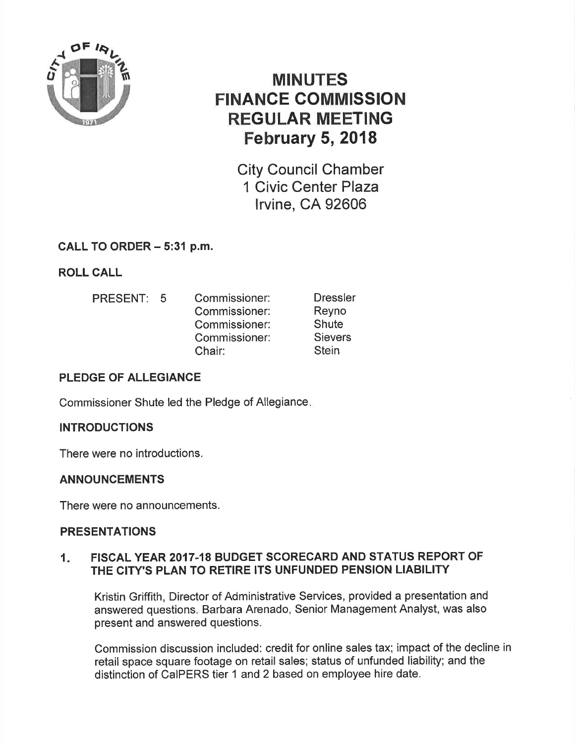# MINUTES
# FINANCE COMMISSION
# REGULAR MEETING
# February 5, 2018

City Council Chamber
1 Civic Center Plaza
Irvine, CA 92606

**CALL TO ORDER – 5:31 p.m.**

**ROLL CALL**

| PRESENT: 5 | Commissioner: | Dressler |
|---|---|---|
| | Commissioner: | Reyno |
| | Commissioner: | Shute |
| | Commissioner: | Sievers |
| | Chair: | Stein |

**PLEDGE OF ALLEGIANCE**

Commissioner Shute led the Pledge of Allegiance.

**INTRODUCTIONS**

There were no introductions.

**ANNOUNCEMENTS**

There were no announcements.

**PRESENTATIONS**

**1. FISCAL YEAR 2017-18 BUDGET SCORECARD AND STATUS REPORT OF THE CITY'S PLAN TO RETIRE ITS UNFUNDED PENSION LIABILITY**

Kristin Griffith, Director of Administrative Services, provided a presentation and answered questions. Barbara Arenado, Senior Management Analyst, was also present and answered questions.

Commission discussion included: credit for online sales tax; impact of the decline in retail space square footage on retail sales; status of unfunded liability; and the distinction of CalPERS tier 1 and 2 based on employee hire date.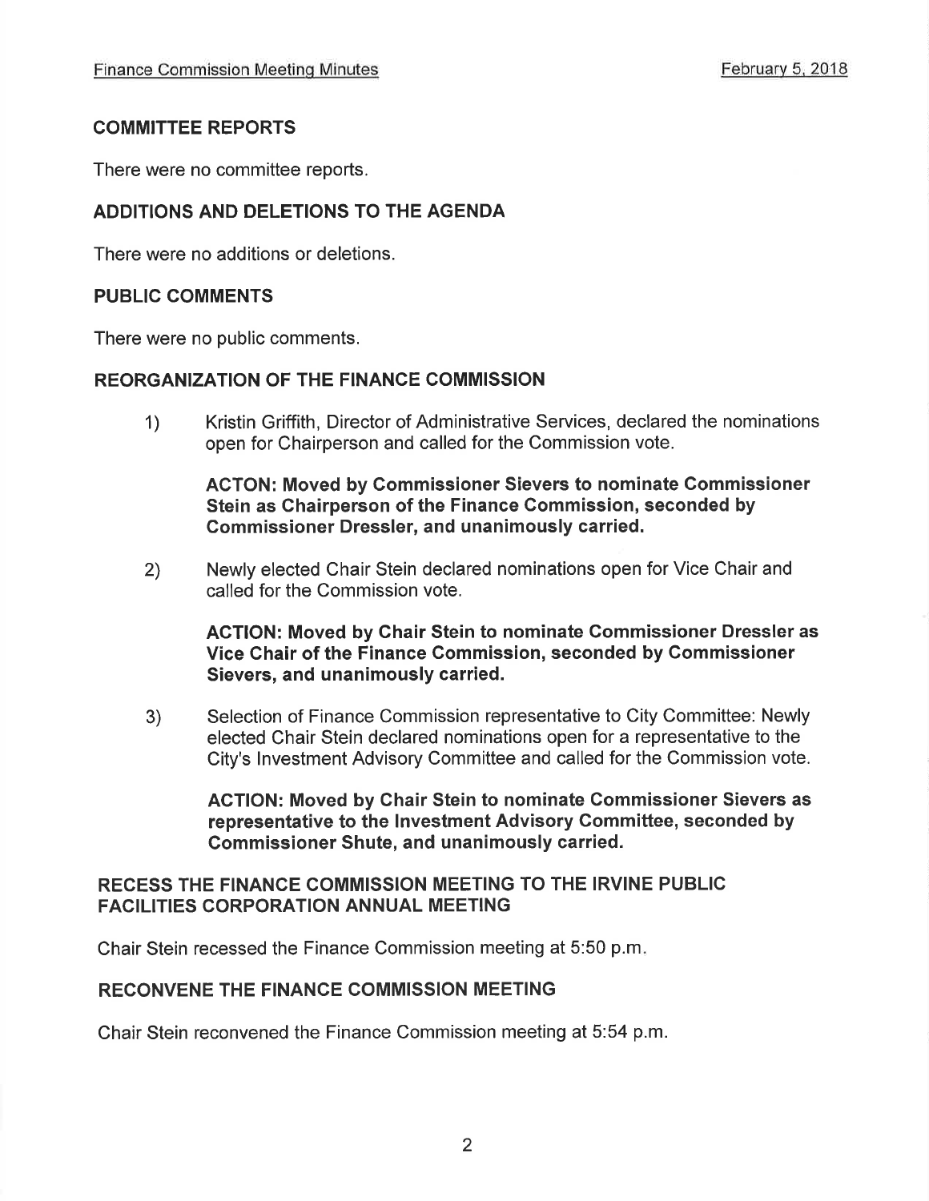## COMMITTEE REPORTS

There were no committee reports.

## ADDITIONS AND DELETIONS TO THE AGENDA

There were no additions or deletions.

## PUBLIC COMMENTS

There were no public comments.

## REORGANIZATION OF THE FINANCE COMMISSION

1) Kristin Griffith, Director of Administrative Services, declared the nominations open for Chairperson and called for the Commission vote.

   **ACTON: Moved by Commissioner Sievers to nominate Commissioner Stein as Chairperson of the Finance Commission, seconded by Commissioner Dressler, and unanimously carried.**

2) Newly elected Chair Stein declared nominations open for Vice Chair and called for the Commission vote.

   **ACTION: Moved by Chair Stein to nominate Commissioner Dressler as Vice Chair of the Finance Commission, seconded by Commissioner Sievers, and unanimously carried.**

3) Selection of Finance Commission representative to City Committee: Newly elected Chair Stein declared nominations open for a representative to the City's Investment Advisory Committee and called for the Commission vote.

   **ACTION: Moved by Chair Stein to nominate Commissioner Sievers as representative to the Investment Advisory Committee, seconded by Commissioner Shute, and unanimously carried.**

## RECESS THE FINANCE COMMISSION MEETING TO THE IRVINE PUBLIC FACILITIES CORPORATION ANNUAL MEETING

Chair Stein recessed the Finance Commission meeting at 5:50 p.m.

## RECONVENE THE FINANCE COMMISSION MEETING

Chair Stein reconvened the Finance Commission meeting at 5:54 p.m.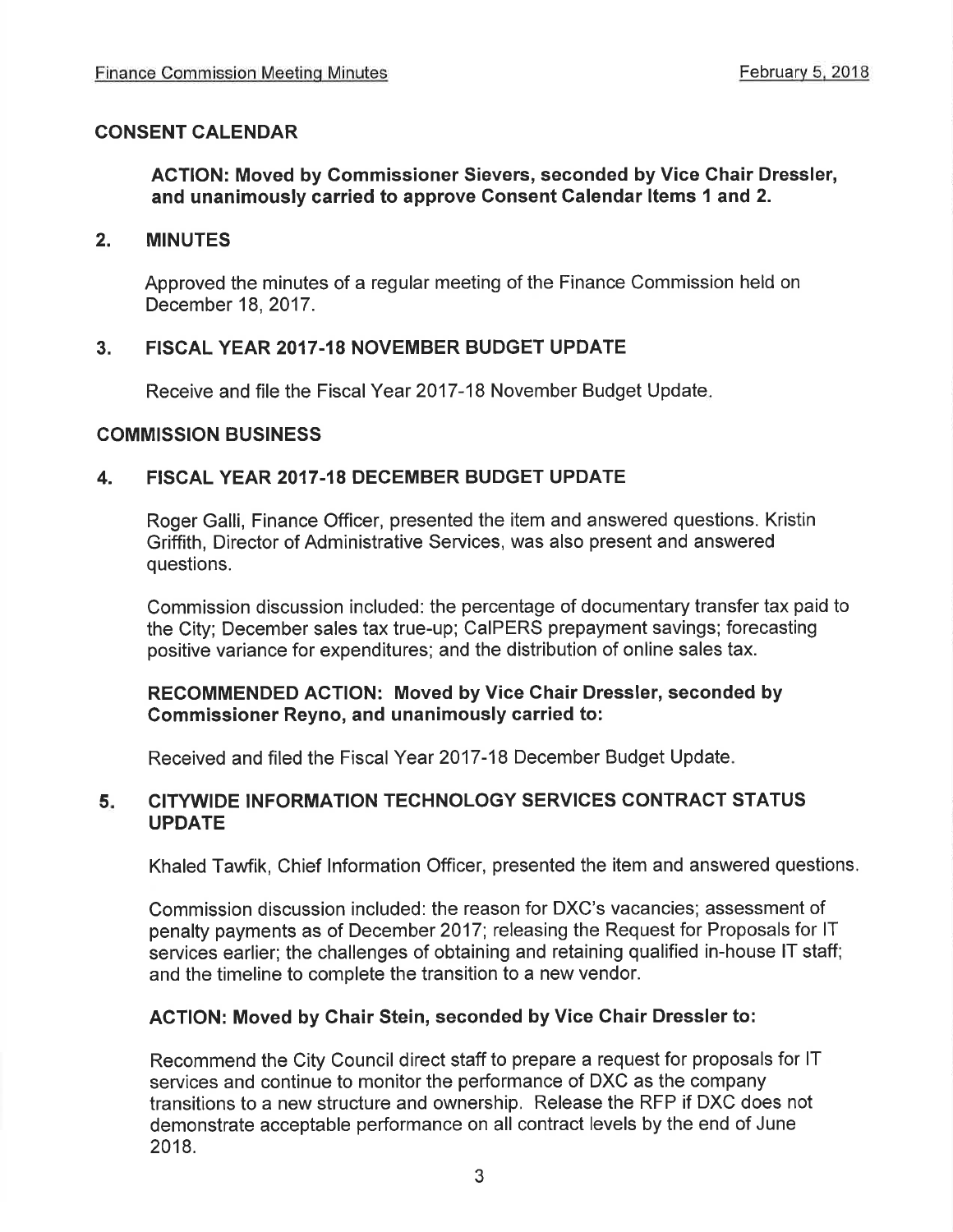## CONSENT CALENDAR

**ACTION: Moved by Commissioner Sievers, seconded by Vice Chair Dressler, and unanimously carried to approve Consent Calendar Items 1 and 2.**

### 2. MINUTES

Approved the minutes of a regular meeting of the Finance Commission held on December 18, 2017.

### 3. FISCAL YEAR 2017-18 NOVEMBER BUDGET UPDATE

Receive and file the Fiscal Year 2017-18 November Budget Update.

## COMMISSION BUSINESS

### 4. FISCAL YEAR 2017-18 DECEMBER BUDGET UPDATE

Roger Galli, Finance Officer, presented the item and answered questions. Kristin Griffith, Director of Administrative Services, was also present and answered questions.

Commission discussion included: the percentage of documentary transfer tax paid to the City; December sales tax true-up; CalPERS prepayment savings; forecasting positive variance for expenditures; and the distribution of online sales tax.

**RECOMMENDED ACTION: Moved by Vice Chair Dressler, seconded by Commissioner Reyno, and unanimously carried to:**

Received and filed the Fiscal Year 2017-18 December Budget Update.

### 5. CITYWIDE INFORMATION TECHNOLOGY SERVICES CONTRACT STATUS UPDATE

Khaled Tawfik, Chief Information Officer, presented the item and answered questions.

Commission discussion included: the reason for DXC's vacancies; assessment of penalty payments as of December 2017; releasing the Request for Proposals for IT services earlier; the challenges of obtaining and retaining qualified in-house IT staff; and the timeline to complete the transition to a new vendor.

**ACTION: Moved by Chair Stein, seconded by Vice Chair Dressler to:**

Recommend the City Council direct staff to prepare a request for proposals for IT services and continue to monitor the performance of DXC as the company transitions to a new structure and ownership. Release the RFP if DXC does not demonstrate acceptable performance on all contract levels by the end of June 2018.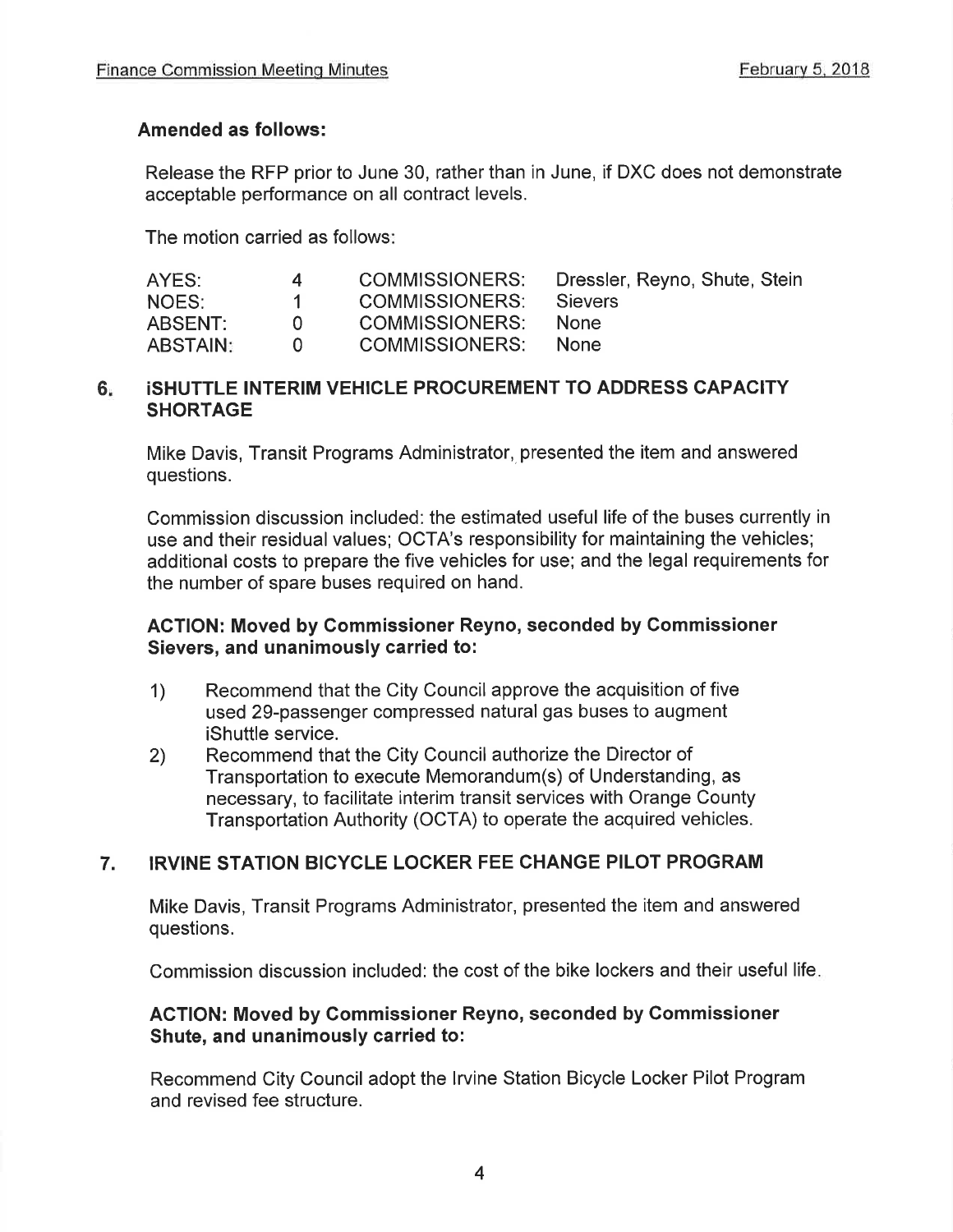**Amended as follows:**

Release the RFP prior to June 30, rather than in June, if DXC does not demonstrate acceptable performance on all contract levels.

The motion carried as follows:

| | | | |
|---|---|---|---|
| AYES: | 4 | COMMISSIONERS: | Dressler, Reyno, Shute, Stein |
| NOES: | 1 | COMMISSIONERS: | Sievers |
| ABSENT: | 0 | COMMISSIONERS: | None |
| ABSTAIN: | 0 | COMMISSIONERS: | None |

## 6. iSHUTTLE INTERIM VEHICLE PROCUREMENT TO ADDRESS CAPACITY SHORTAGE

Mike Davis, Transit Programs Administrator, presented the item and answered questions.

Commission discussion included: the estimated useful life of the buses currently in use and their residual values; OCTA's responsibility for maintaining the vehicles; additional costs to prepare the five vehicles for use; and the legal requirements for the number of spare buses required on hand.

**ACTION: Moved by Commissioner Reyno, seconded by Commissioner Sievers, and unanimously carried to:**

1) Recommend that the City Council approve the acquisition of five used 29-passenger compressed natural gas buses to augment iShuttle service.
2) Recommend that the City Council authorize the Director of Transportation to execute Memorandum(s) of Understanding, as necessary, to facilitate interim transit services with Orange County Transportation Authority (OCTA) to operate the acquired vehicles.

## 7. IRVINE STATION BICYCLE LOCKER FEE CHANGE PILOT PROGRAM

Mike Davis, Transit Programs Administrator, presented the item and answered questions.

Commission discussion included: the cost of the bike lockers and their useful life.

**ACTION: Moved by Commissioner Reyno, seconded by Commissioner Shute, and unanimously carried to:**

Recommend City Council adopt the Irvine Station Bicycle Locker Pilot Program and revised fee structure.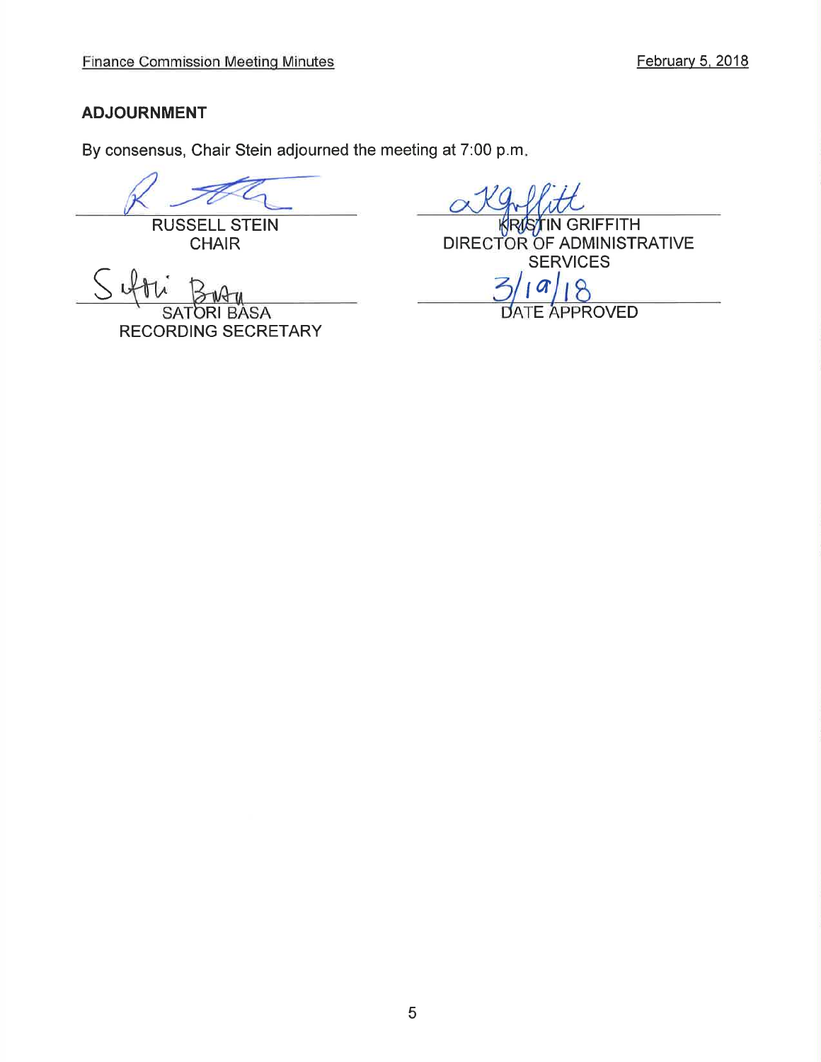## ADJOURNMENT

By consensus, Chair Stein adjourned the meeting at 7:00 p.m.

RUSSELL STEIN
CHAIR

SATORI BASA
RECORDING SECRETARY

KRISTIN GRIFFITH
DIRECTOR OF ADMINISTRATIVE SERVICES

3/19/18
DATE APPROVED